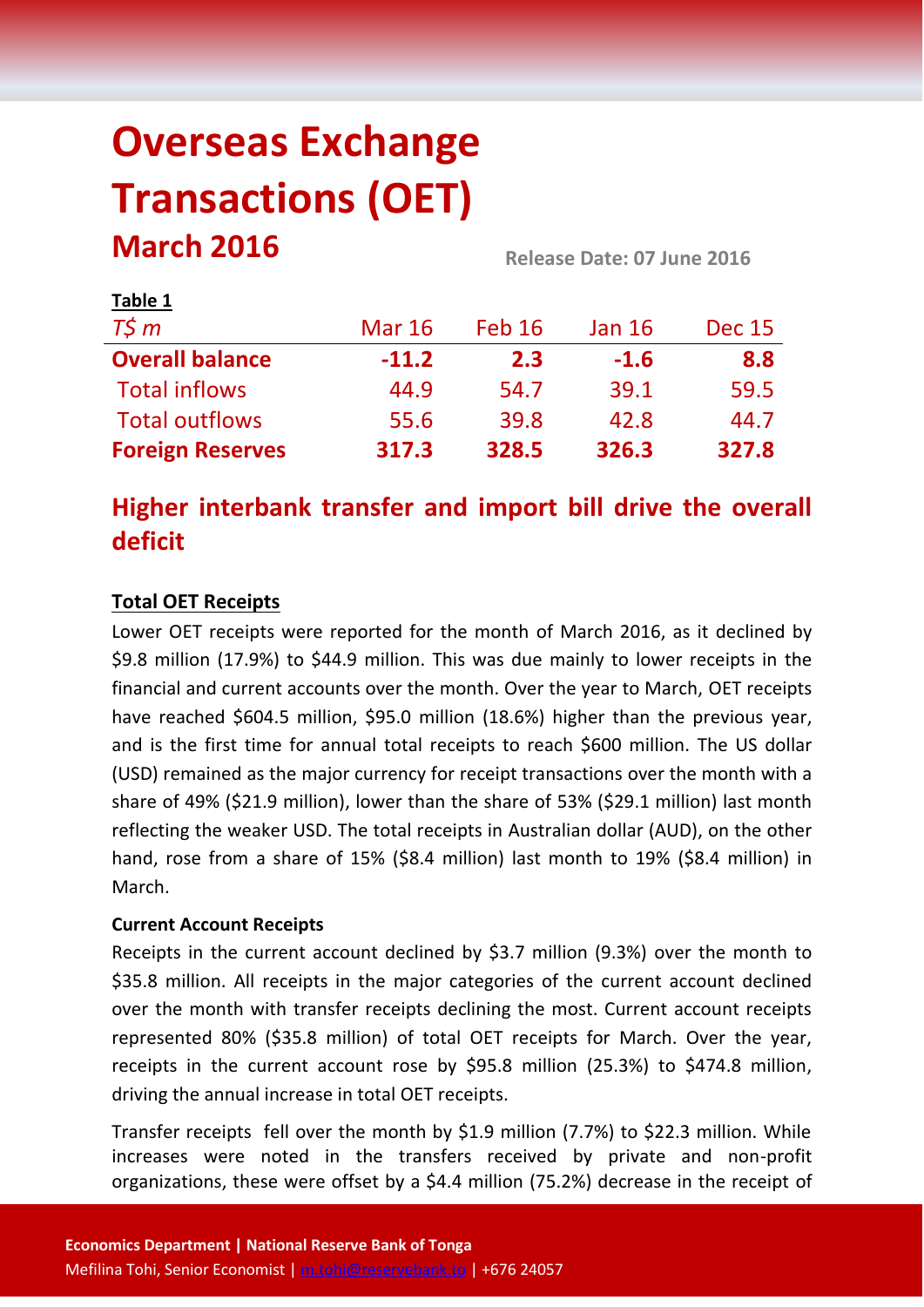# Overseas Exchange Transactions (OET)

## March 2016

**Release Date: 07 June 2016**

**Table 1**

| *T$ m* | Mar 16 | Feb 16 | Jan 16 | Dec 15 |
|---|---|---|---|---|
| **Overall balance** | **-11.2** | **2.3** | **-1.6** | **8.8** |
| Total inflows | 44.9 | 54.7 | 39.1 | 59.5 |
| Total outflows | 55.6 | 39.8 | 42.8 | 44.7 |
| **Foreign Reserves** | **317.3** | **328.5** | **326.3** | **327.8** |

## Higher interbank transfer and import bill drive the overall deficit

### Total OET Receipts

Lower OET receipts were reported for the month of March 2016, as it declined by $9.8 million (17.9%) to $44.9 million. This was due mainly to lower receipts in the financial and current accounts over the month. Over the year to March, OET receipts have reached $604.5 million, $95.0 million (18.6%) higher than the previous year, and is the first time for annual total receipts to reach $600 million. The US dollar (USD) remained as the major currency for receipt transactions over the month with a share of 49% ($21.9 million), lower than the share of 53% ($29.1 million) last month reflecting the weaker USD. The total receipts in Australian dollar (AUD), on the other hand, rose from a share of 15% ($8.4 million) last month to 19% ($8.4 million) in March.

**Current Account Receipts**

Receipts in the current account declined by $3.7 million (9.3%) over the month to $35.8 million. All receipts in the major categories of the current account declined over the month with transfer receipts declining the most. Current account receipts represented 80% ($35.8 million) of total OET receipts for March. Over the year, receipts in the current account rose by $95.8 million (25.3%) to $474.8 million, driving the annual increase in total OET receipts.

Transfer receipts fell over the month by $1.9 million (7.7%) to $22.3 million. While increases were noted in the transfers received by private and non-profit organizations, these were offset by a $4.4 million (75.2%) decrease in the receipt of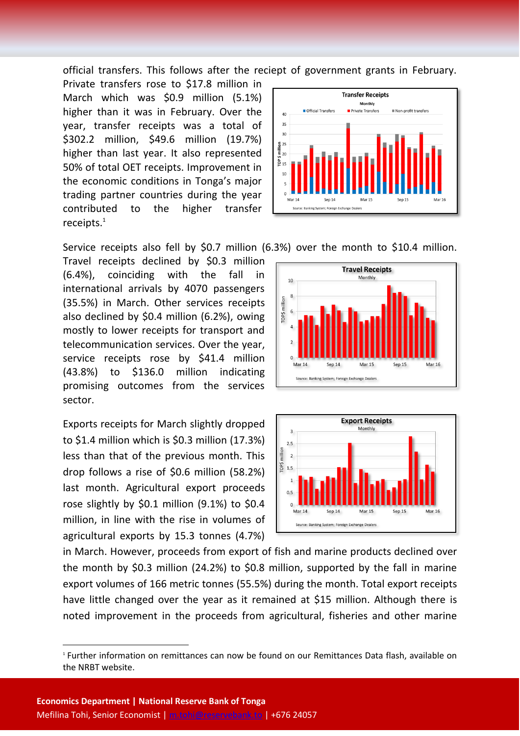official transfers. This follows after the reciept of government grants in February. Private transfers rose to $17.8 million in March which was $0.9 million (5.1%) higher than it was in February. Over the year, transfer receipts was a total of $302.2 million, $49.6 million (19.7%) higher than last year. It also represented 50% of total OET receipts. Improvement in the economic conditions in Tonga's major trading partner countries during the year contributed to the higher transfer receipts.[1]

Service receipts also fell by $0.7 million (6.3%) over the month to $10.4 million. Travel receipts declined by $0.3 million (6.4%), coinciding with the fall in international arrivals by 4070 passengers (35.5%) in March. Other services receipts also declined by $0.4 million (6.2%), owing mostly to lower receipts for transport and telecommunication services. Over the year, service receipts rose by $41.4 million (43.8%) to $136.0 million indicating promising outcomes from the services sector.

Exports receipts for March slightly dropped to $1.4 million which is $0.3 million (17.3%) less than that of the previous month. This drop follows a rise of $0.6 million (58.2%) last month. Agricultural export proceeds rose slightly by $0.1 million (9.1%) to $0.4 million, in line with the rise in volumes of agricultural exports by 15.3 tonnes (4.7%) in March. However, proceeds from export of fish and marine products declined over the month by $0.3 million (24.2%) to $0.8 million, supported by the fall in marine export volumes of 166 metric tonnes (55.5%) during the month. Total export receipts have little changed over the year as it remained at $15 million. Although there is noted improvement in the proceeds from agricultural, fisheries and other marine

[1] Further information on remittances can now be found on our Remittances Data flash, available on the NRBT website.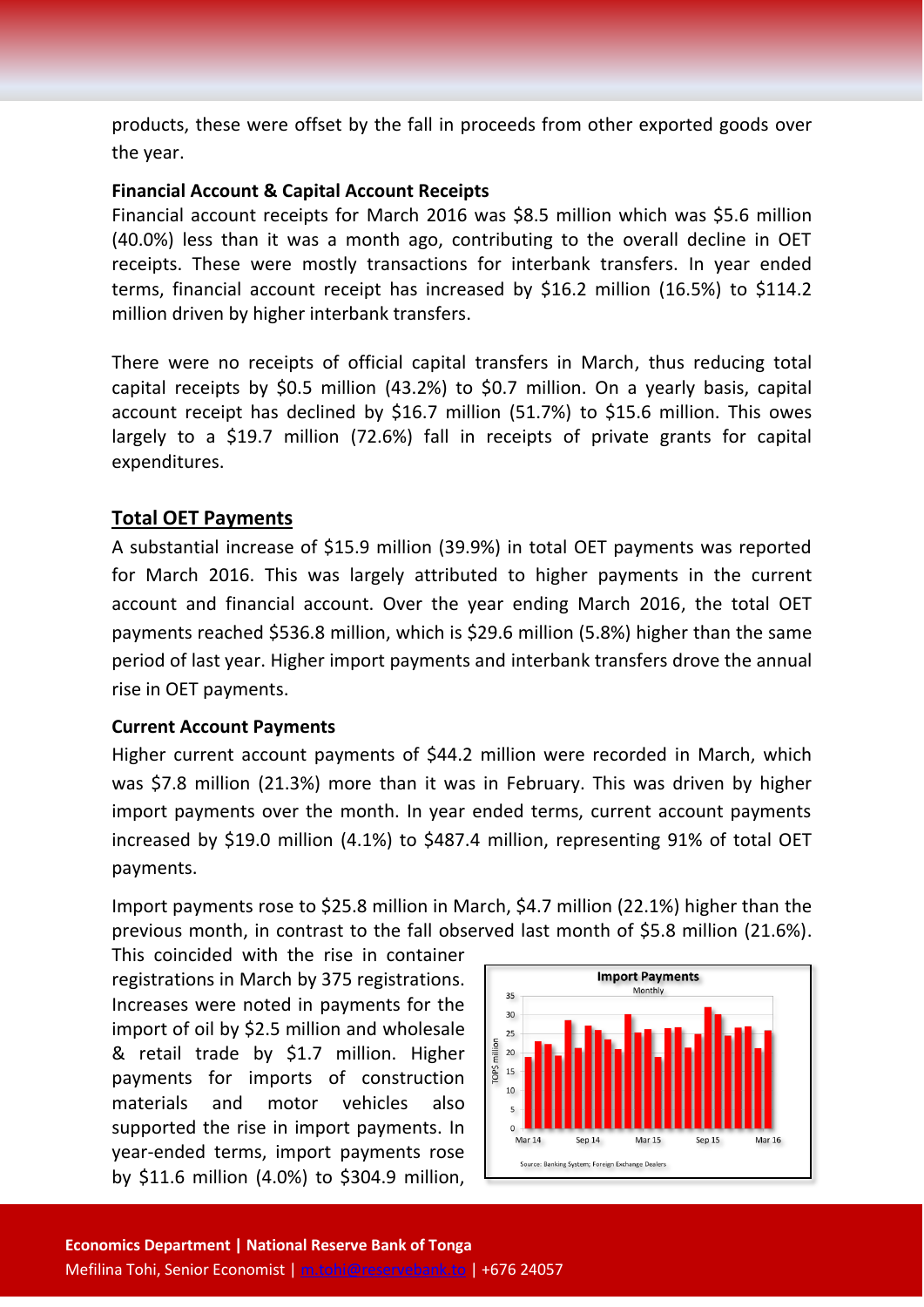products, these were offset by the fall in proceeds from other exported goods over the year.

**Financial Account & Capital Account Receipts**

Financial account receipts for March 2016 was $8.5 million which was $5.6 million (40.0%) less than it was a month ago, contributing to the overall decline in OET receipts. These were mostly transactions for interbank transfers. In year ended terms, financial account receipt has increased by $16.2 million (16.5%) to $114.2 million driven by higher interbank transfers.

There were no receipts of official capital transfers in March, thus reducing total capital receipts by $0.5 million (43.2%) to $0.7 million. On a yearly basis, capital account receipt has declined by $16.7 million (51.7%) to $15.6 million. This owes largely to a $19.7 million (72.6%) fall in receipts of private grants for capital expenditures.

## Total OET Payments

A substantial increase of $15.9 million (39.9%) in total OET payments was reported for March 2016. This was largely attributed to higher payments in the current account and financial account. Over the year ending March 2016, the total OET payments reached $536.8 million, which is $29.6 million (5.8%) higher than the same period of last year. Higher import payments and interbank transfers drove the annual rise in OET payments.

**Current Account Payments**

Higher current account payments of $44.2 million were recorded in March, which was $7.8 million (21.3%) more than it was in February. This was driven by higher import payments over the month. In year ended terms, current account payments increased by $19.0 million (4.1%) to $487.4 million, representing 91% of total OET payments.

Import payments rose to $25.8 million in March, $4.7 million (22.1%) higher than the previous month, in contrast to the fall observed last month of $5.8 million (21.6%). This coincided with the rise in container registrations in March by 375 registrations. Increases were noted in payments for the import of oil by $2.5 million and wholesale & retail trade by $1.7 million. Higher payments for imports of construction materials and motor vehicles also supported the rise in import payments. In year-ended terms, import payments rose by $11.6 million (4.0%) to $304.9 million,

**Import Payments**
Monthly

Source: Banking System; Foreign Exchange Dealers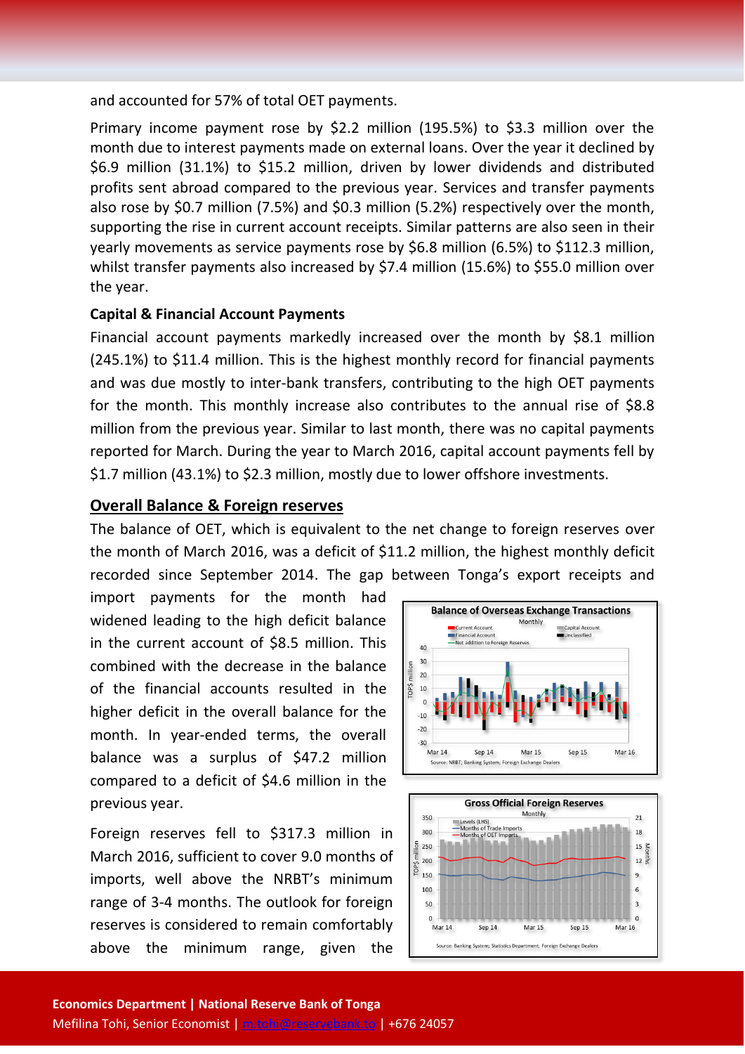and accounted for 57% of total OET payments.

Primary income payment rose by $2.2 million (195.5%) to $3.3 million over the month due to interest payments made on external loans. Over the year it declined by $6.9 million (31.1%) to $15.2 million, driven by lower dividends and distributed profits sent abroad compared to the previous year. Services and transfer payments also rose by $0.7 million (7.5%) and $0.3 million (5.2%) respectively over the month, supporting the rise in current account receipts. Similar patterns are also seen in their yearly movements as service payments rose by $6.8 million (6.5%) to $112.3 million, whilst transfer payments also increased by $7.4 million (15.6%) to $55.0 million over the year.

**Capital & Financial Account Payments**

Financial account payments markedly increased over the month by $8.1 million (245.1%) to $11.4 million. This is the highest monthly record for financial payments and was due mostly to inter-bank transfers, contributing to the high OET payments for the month. This monthly increase also contributes to the annual rise of $8.8 million from the previous year. Similar to last month, there was no capital payments reported for March. During the year to March 2016, capital account payments fell by $1.7 million (43.1%) to $2.3 million, mostly due to lower offshore investments.

## Overall Balance & Foreign reserves

The balance of OET, which is equivalent to the net change to foreign reserves over the month of March 2016, was a deficit of $11.2 million, the highest monthly deficit recorded since September 2014. The gap between Tonga's export receipts and import payments for the month had widened leading to the high deficit balance in the current account of $8.5 million. This combined with the decrease in the balance of the financial accounts resulted in the higher deficit in the overall balance for the month. In year-ended terms, the overall balance was a surplus of $47.2 million compared to a deficit of $4.6 million in the previous year.

Foreign reserves fell to $317.3 million in March 2016, sufficient to cover 9.0 months of imports, well above the NRBT's minimum range of 3-4 months. The outlook for foreign reserves is considered to remain comfortably above the minimum range, given the

**Balance of Overseas Exchange Transactions**
Monthly

Source: NRBT; Banking System; Foreign Exchange Dealers

**Gross Official Foreign Reserves**
Monthly

Source: Banking System; Statistics Department; Foreign Exchange Dealers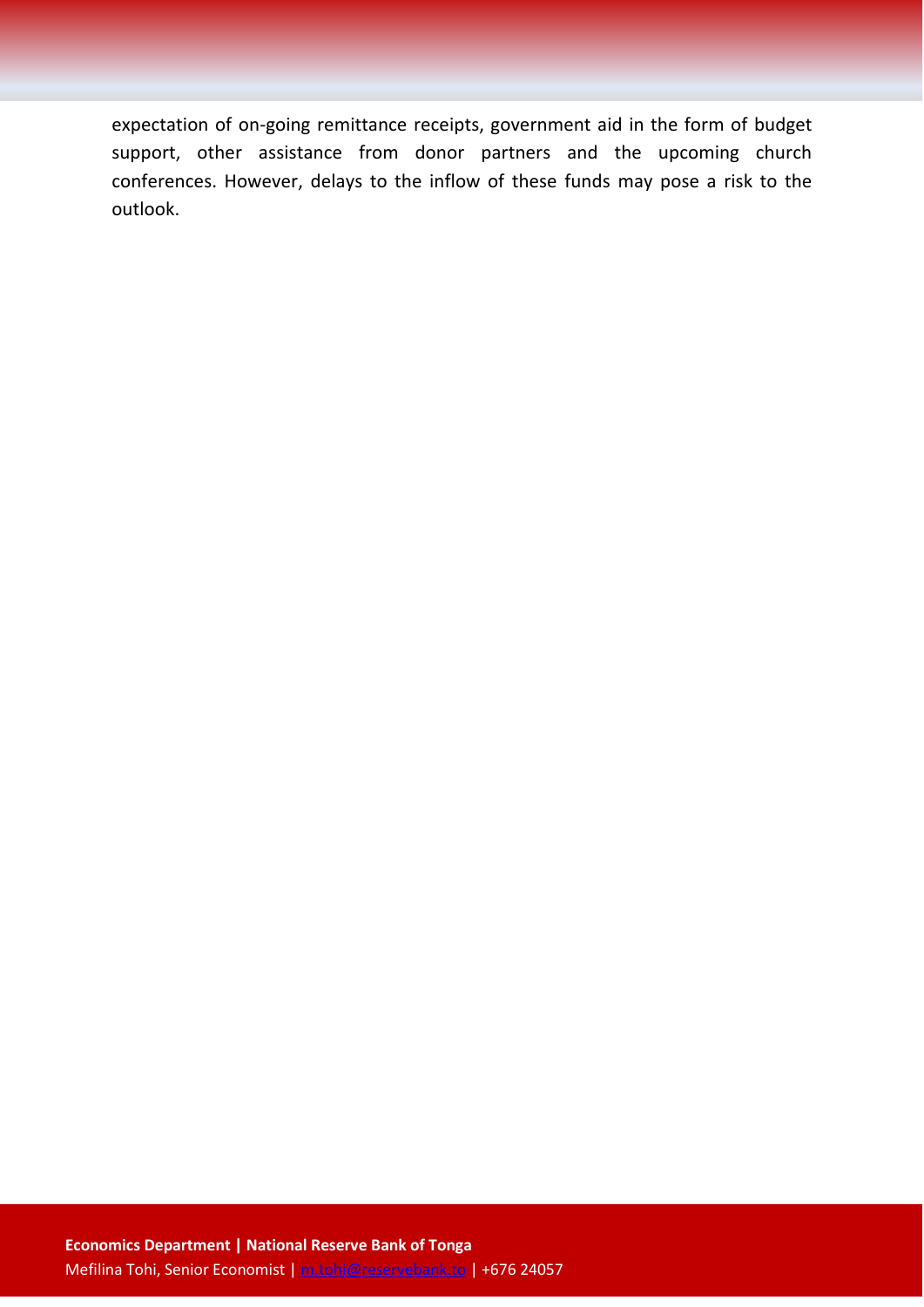expectation of on-going remittance receipts, government aid in the form of budget support, other assistance from donor partners and the upcoming church conferences. However, delays to the inflow of these funds may pose a risk to the outlook.

**Economics Department | National Reserve Bank of Tonga**
Mefilina Tohi, Senior Economist | m.tohi@reservebank.to | +676 24057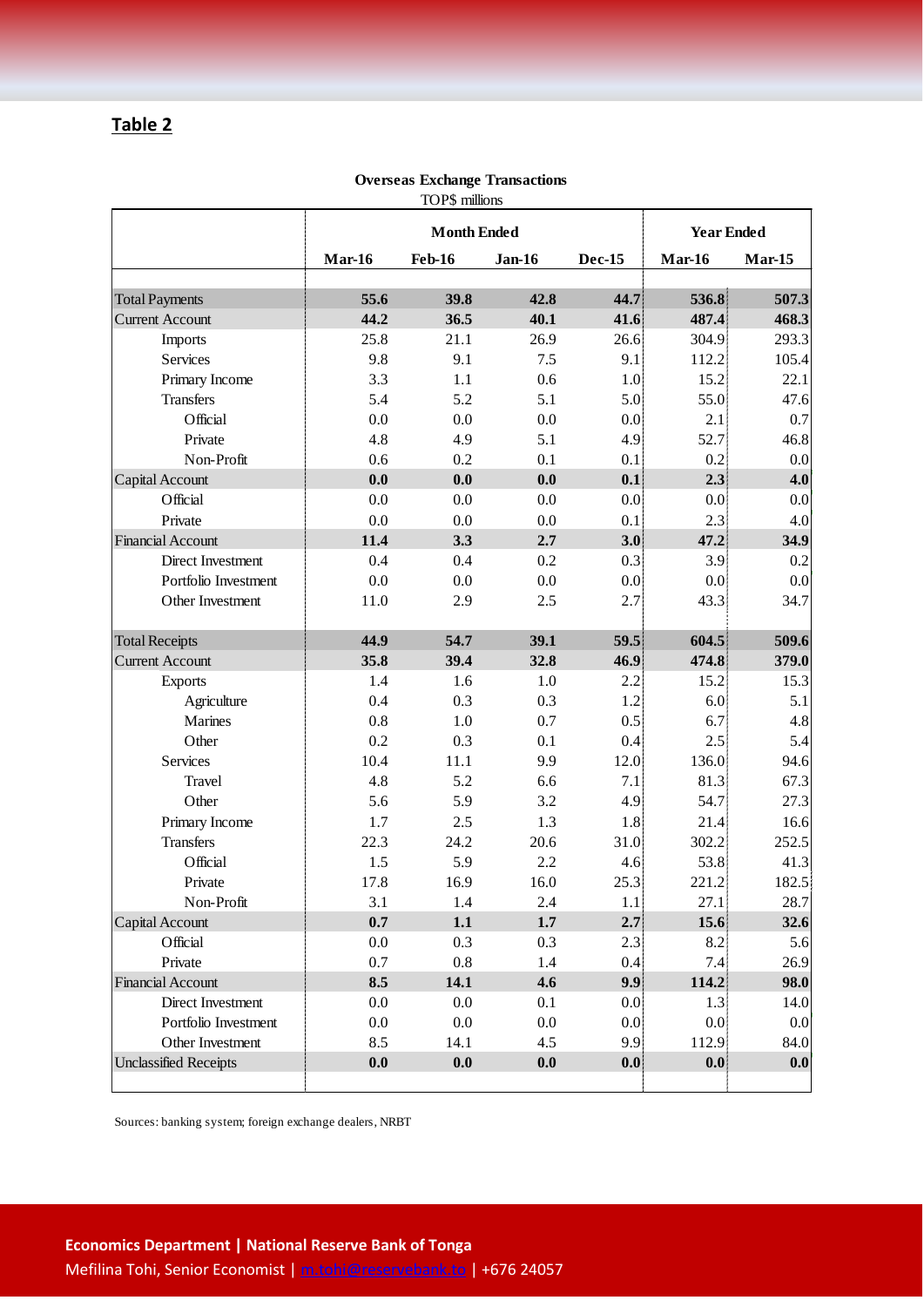## Table 2

**Overseas Exchange Transactions**
TOP$ millions

| | Month Ended | | | | Year Ended | |
|---|---|---|---|---|---|---|
| | **Mar-16** | **Feb-16** | **Jan-16** | **Dec-15** | **Mar-16** | **Mar-15** |
| Total Payments | **55.6** | **39.8** | **42.8** | **44.7** | **536.8** | **507.3** |
| Current Account | **44.2** | **36.5** | **40.1** | **41.6** | **487.4** | **468.3** |
| Imports | 25.8 | 21.1 | 26.9 | 26.6 | 304.9 | 293.3 |
| Services | 9.8 | 9.1 | 7.5 | 9.1 | 112.2 | 105.4 |
| Primary Income | 3.3 | 1.1 | 0.6 | 1.0 | 15.2 | 22.1 |
| Transfers | 5.4 | 5.2 | 5.1 | 5.0 | 55.0 | 47.6 |
| Official | 0.0 | 0.0 | 0.0 | 0.0 | 2.1 | 0.7 |
| Private | 4.8 | 4.9 | 5.1 | 4.9 | 52.7 | 46.8 |
| Non-Profit | 0.6 | 0.2 | 0.1 | 0.1 | 0.2 | 0.0 |
| Capital Account | **0.0** | **0.0** | **0.0** | **0.1** | **2.3** | **4.0** |
| Official | 0.0 | 0.0 | 0.0 | 0.0 | 0.0 | 0.0 |
| Private | 0.0 | 0.0 | 0.0 | 0.1 | 2.3 | 4.0 |
| Financial Account | **11.4** | **3.3** | **2.7** | **3.0** | **47.2** | **34.9** |
| Direct Investment | 0.4 | 0.4 | 0.2 | 0.3 | 3.9 | 0.2 |
| Portfolio Investment | 0.0 | 0.0 | 0.0 | 0.0 | 0.0 | 0.0 |
| Other Investment | 11.0 | 2.9 | 2.5 | 2.7 | 43.3 | 34.7 |
| Total Receipts | **44.9** | **54.7** | **39.1** | **59.5** | **604.5** | **509.6** |
| Current Account | **35.8** | **39.4** | **32.8** | **46.9** | **474.8** | **379.0** |
| Exports | 1.4 | 1.6 | 1.0 | 2.2 | 15.2 | 15.3 |
| Agriculture | 0.4 | 0.3 | 0.3 | 1.2 | 6.0 | 5.1 |
| Marines | 0.8 | 1.0 | 0.7 | 0.5 | 6.7 | 4.8 |
| Other | 0.2 | 0.3 | 0.1 | 0.4 | 2.5 | 5.4 |
| Services | 10.4 | 11.1 | 9.9 | 12.0 | 136.0 | 94.6 |
| Travel | 4.8 | 5.2 | 6.6 | 7.1 | 81.3 | 67.3 |
| Other | 5.6 | 5.9 | 3.2 | 4.9 | 54.7 | 27.3 |
| Primary Income | 1.7 | 2.5 | 1.3 | 1.8 | 21.4 | 16.6 |
| Transfers | 22.3 | 24.2 | 20.6 | 31.0 | 302.2 | 252.5 |
| Official | 1.5 | 5.9 | 2.2 | 4.6 | 53.8 | 41.3 |
| Private | 17.8 | 16.9 | 16.0 | 25.3 | 221.2 | 182.5 |
| Non-Profit | 3.1 | 1.4 | 2.4 | 1.1 | 27.1 | 28.7 |
| Capital Account | **0.7** | **1.1** | **1.7** | **2.7** | **15.6** | **32.6** |
| Official | 0.0 | 0.3 | 0.3 | 2.3 | 8.2 | 5.6 |
| Private | 0.7 | 0.8 | 1.4 | 0.4 | 7.4 | 26.9 |
| Financial Account | **8.5** | **14.1** | **4.6** | **9.9** | **114.2** | **98.0** |
| Direct Investment | 0.0 | 0.0 | 0.1 | 0.0 | 1.3 | 14.0 |
| Portfolio Investment | 0.0 | 0.0 | 0.0 | 0.0 | 0.0 | 0.0 |
| Other Investment | 8.5 | 14.1 | 4.5 | 9.9 | 112.9 | 84.0 |
| Unclassified Receipts | **0.0** | **0.0** | **0.0** | **0.0** | **0.0** | **0.0** |

Sources: banking system; foreign exchange dealers, NRBT

**Economics Department | National Reserve Bank of Tonga**
Mefilina Tohi, Senior Economist | m.tohi@reservebank.to | +676 24057